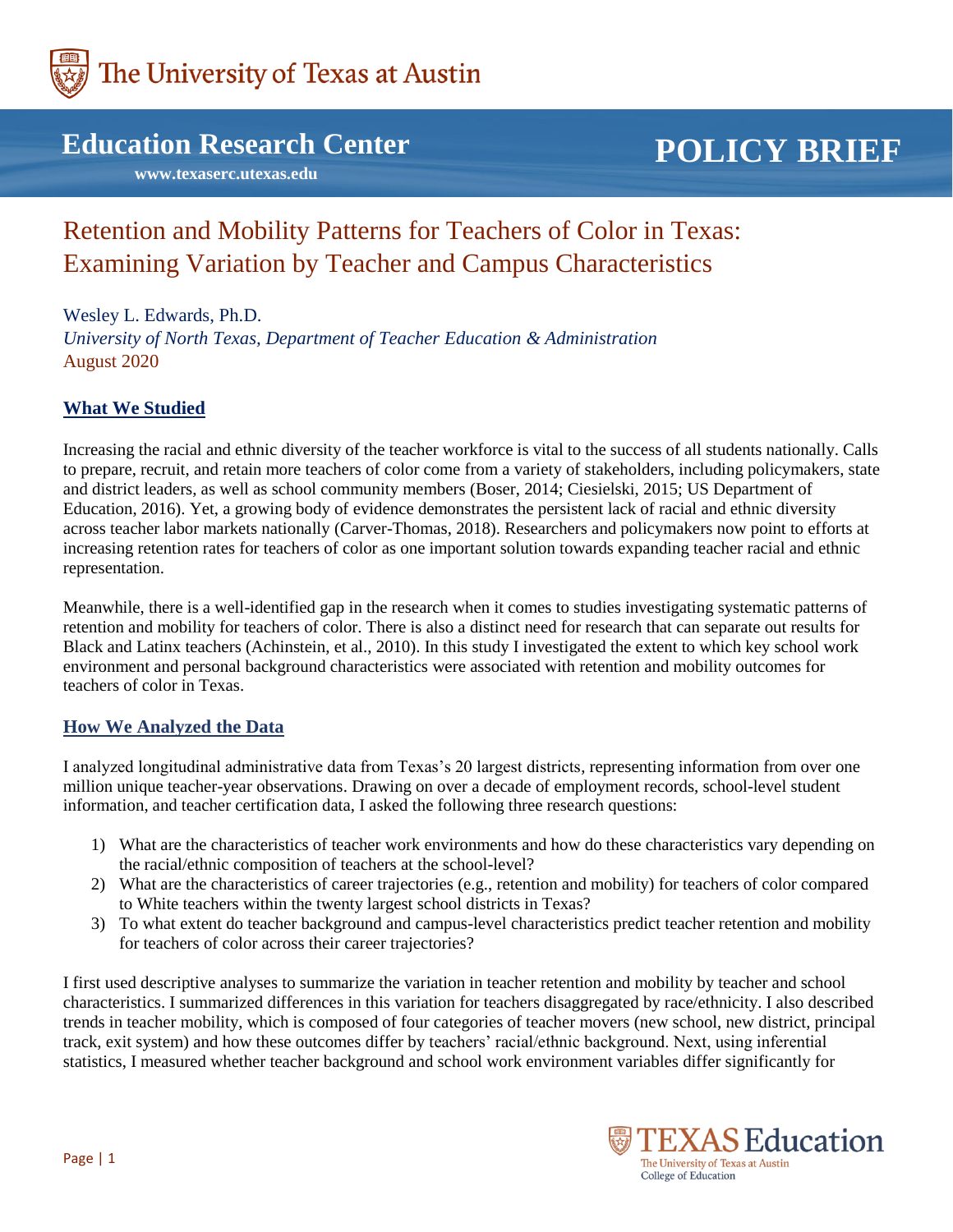The University of Texas at Austin

**Education Research Center**

**www.texaserc.utexas.edu**

# POLICY BRIEF

# Retention and Mobility Patterns for Teachers of Color in Texas: Examining Variation by Teacher and Campus Characteristics

Wesley L. Edwards, Ph.D.
*University of North Texas, Department of Teacher Education & Administration*
August 2020

## What We Studied

Increasing the racial and ethnic diversity of the teacher workforce is vital to the success of all students nationally. Calls to prepare, recruit, and retain more teachers of color come from a variety of stakeholders, including policymakers, state and district leaders, as well as school community members (Boser, 2014; Ciesielski, 2015; US Department of Education, 2016). Yet, a growing body of evidence demonstrates the persistent lack of racial and ethnic diversity across teacher labor markets nationally (Carver-Thomas, 2018). Researchers and policymakers now point to efforts at increasing retention rates for teachers of color as one important solution towards expanding teacher racial and ethnic representation.

Meanwhile, there is a well-identified gap in the research when it comes to studies investigating systematic patterns of retention and mobility for teachers of color. There is also a distinct need for research that can separate out results for Black and Latinx teachers (Achinstein, et al., 2010). In this study I investigated the extent to which key school work environment and personal background characteristics were associated with retention and mobility outcomes for teachers of color in Texas.

## How We Analyzed the Data

I analyzed longitudinal administrative data from Texas's 20 largest districts, representing information from over one million unique teacher-year observations. Drawing on over a decade of employment records, school-level student information, and teacher certification data, I asked the following three research questions:

1) What are the characteristics of teacher work environments and how do these characteristics vary depending on the racial/ethnic composition of teachers at the school-level?
2) What are the characteristics of career trajectories (e.g., retention and mobility) for teachers of color compared to White teachers within the twenty largest school districts in Texas?
3) To what extent do teacher background and campus-level characteristics predict teacher retention and mobility for teachers of color across their career trajectories?

I first used descriptive analyses to summarize the variation in teacher retention and mobility by teacher and school characteristics. I summarized differences in this variation for teachers disaggregated by race/ethnicity. I also described trends in teacher mobility, which is composed of four categories of teacher movers (new school, new district, principal track, exit system) and how these outcomes differ by teachers' racial/ethnic background. Next, using inferential statistics, I measured whether teacher background and school work environment variables differ significantly for

TEXAS Education
The University of Texas at Austin
College of Education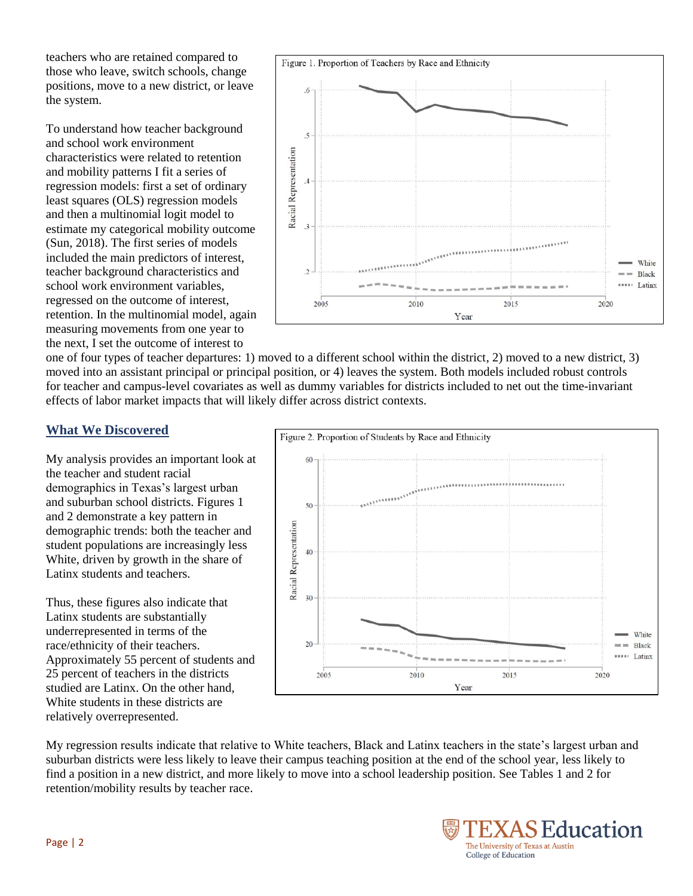teachers who are retained compared to those who leave, switch schools, change positions, move to a new district, or leave the system.

To understand how teacher background and school work environment characteristics were related to retention and mobility patterns I fit a series of regression models: first a set of ordinary least squares (OLS) regression models and then a multinomial logit model to estimate my categorical mobility outcome (Sun, 2018). The first series of models included the main predictors of interest, teacher background characteristics and school work environment variables, regressed on the outcome of interest, retention. In the multinomial model, again measuring movements from one year to the next, I set the outcome of interest to one of four types of teacher departures: 1) moved to a different school within the district, 2) moved to a new district, 3) moved into an assistant principal or principal position, or 4) leaves the system. Both models included robust controls for teacher and campus-level covariates as well as dummy variables for districts included to net out the time-invariant effects of labor market impacts that will likely differ across district contexts.

Figure 1. Proportion of Teachers by Race and Ethnicity

## What We Discovered

My analysis provides an important look at the teacher and student racial demographics in Texas's largest urban and suburban school districts. Figures 1 and 2 demonstrate a key pattern in demographic trends: both the teacher and student populations are increasingly less White, driven by growth in the share of Latinx students and teachers.

Thus, these figures also indicate that Latinx students are substantially underrepresented in terms of the race/ethnicity of their teachers. Approximately 55 percent of students and 25 percent of teachers in the districts studied are Latinx. On the other hand, White students in these districts are relatively overrepresented.

Figure 2. Proportion of Students by Race and Ethnicity

My regression results indicate that relative to White teachers, Black and Latinx teachers in the state's largest urban and suburban districts were less likely to leave their campus teaching position at the end of the school year, less likely to find a position in a new district, and more likely to move into a school leadership position. See Tables 1 and 2 for retention/mobility results by teacher race.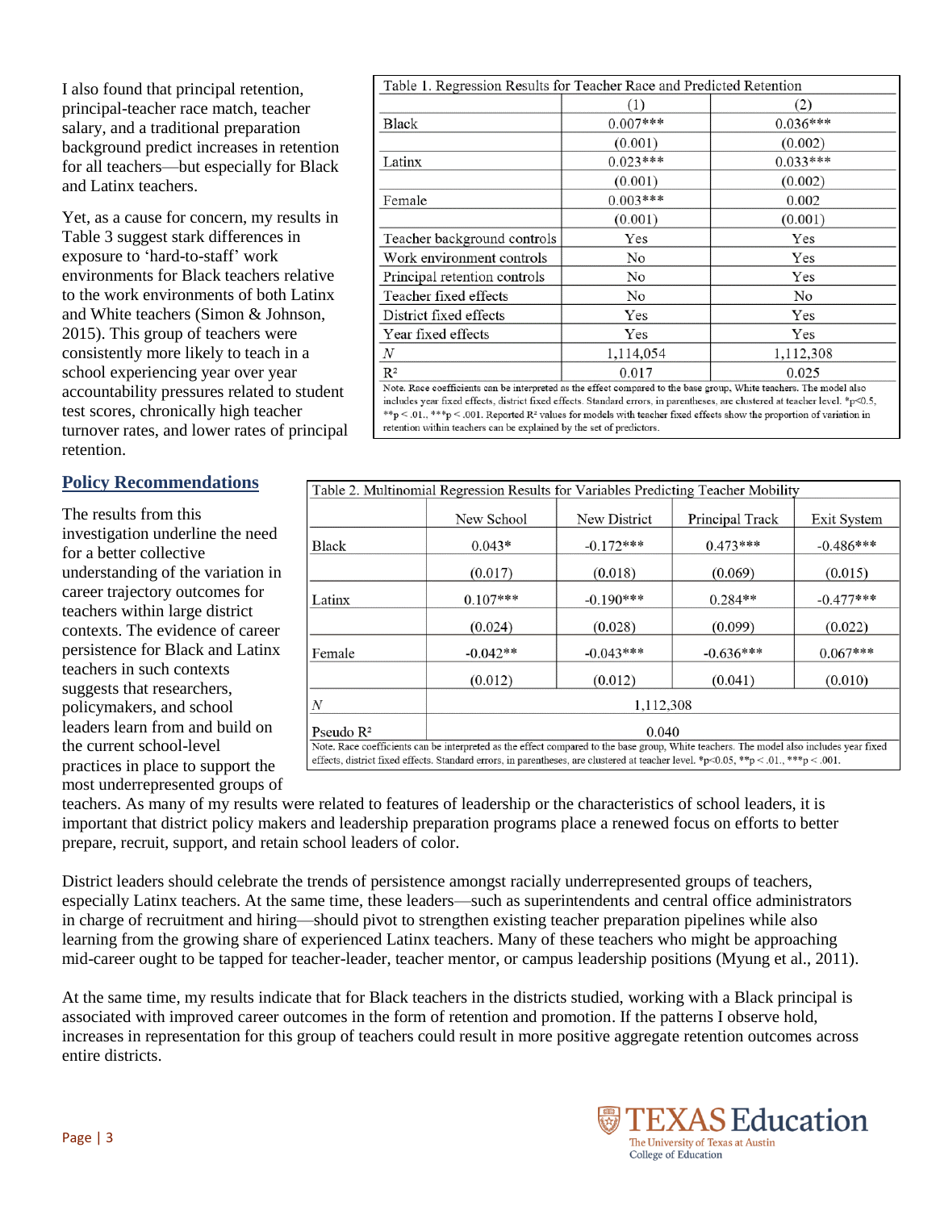I also found that principal retention, principal-teacher race match, teacher salary, and a traditional preparation background predict increases in retention for all teachers—but especially for Black and Latinx teachers.

Yet, as a cause for concern, my results in Table 3 suggest stark differences in exposure to 'hard-to-staff' work environments for Black teachers relative to the work environments of both Latinx and White teachers (Simon & Johnson, 2015). This group of teachers were consistently more likely to teach in a school experiencing year over year accountability pressures related to student test scores, chronically high teacher turnover rates, and lower rates of principal retention.

Table 1. Regression Results for Teacher Race and Predicted Retention

| | (1) | (2) |
|---|---|---|
| Black | 0.007*** | 0.036*** |
| | (0.001) | (0.002) |
| Latinx | 0.023*** | 0.033*** |
| | (0.001) | (0.002) |
| Female | 0.003*** | 0.002 |
| | (0.001) | (0.001) |
| Teacher background controls | Yes | Yes |
| Work environment controls | No | Yes |
| Principal retention controls | No | Yes |
| Teacher fixed effects | No | No |
| District fixed effects | Yes | Yes |
| Year fixed effects | Yes | Yes |
| *N* | 1,114,054 | 1,112,308 |
| $R^2$ | 0.017 | 0.025 |

Note. Race coefficients can be interpreted as the effect compared to the base group, White teachers. The model also includes year fixed effects, district fixed effects. Standard errors, in parentheses, are clustered at teacher level. *p<0.5, **p < .01., ***p < .001. Reported $R^2$ values for models with teacher fixed effects show the proportion of variation in retention within teachers can be explained by the set of predictors.

## Policy Recommendations

The results from this investigation underline the need for a better collective understanding of the variation in career trajectory outcomes for teachers within large district contexts. The evidence of career persistence for Black and Latinx teachers in such contexts suggests that researchers, policymakers, and school leaders learn from and build on the current school-level practices in place to support the most underrepresented groups of teachers. As many of my results were related to features of leadership or the characteristics of school leaders, it is important that district policy makers and leadership preparation programs place a renewed focus on efforts to better prepare, recruit, support, and retain school leaders of color.

Table 2. Multinomial Regression Results for Variables Predicting Teacher Mobility

| | New School | New District | Principal Track | Exit System |
|---|---|---|---|---|
| Black | 0.043* | -0.172*** | 0.473*** | -0.486*** |
| | (0.017) | (0.018) | (0.069) | (0.015) |
| Latinx | 0.107*** | -0.190*** | 0.284** | -0.477*** |
| | (0.024) | (0.028) | (0.099) | (0.022) |
| Female | -0.042** | -0.043*** | -0.636*** | 0.067*** |
| | (0.012) | (0.012) | (0.041) | (0.010) |
| *N* | 1,112,308 | | | |
| Pseudo $R^2$ | 0.040 | | | |

Note. Race coefficients can be interpreted as the effect compared to the base group, White teachers. The model also includes year fixed effects, district fixed effects. Standard errors, in parentheses, are clustered at teacher level. *p<0.05, **p < .01., ***p < .001.

District leaders should celebrate the trends of persistence amongst racially underrepresented groups of teachers, especially Latinx teachers. At the same time, these leaders—such as superintendents and central office administrators in charge of recruitment and hiring—should pivot to strengthen existing teacher preparation pipelines while also learning from the growing share of experienced Latinx teachers. Many of these teachers who might be approaching mid-career ought to be tapped for teacher-leader, teacher mentor, or campus leadership positions (Myung et al., 2011).

At the same time, my results indicate that for Black teachers in the districts studied, working with a Black principal is associated with improved career outcomes in the form of retention and promotion. If the patterns I observe hold, increases in representation for this group of teachers could result in more positive aggregate retention outcomes across entire districts.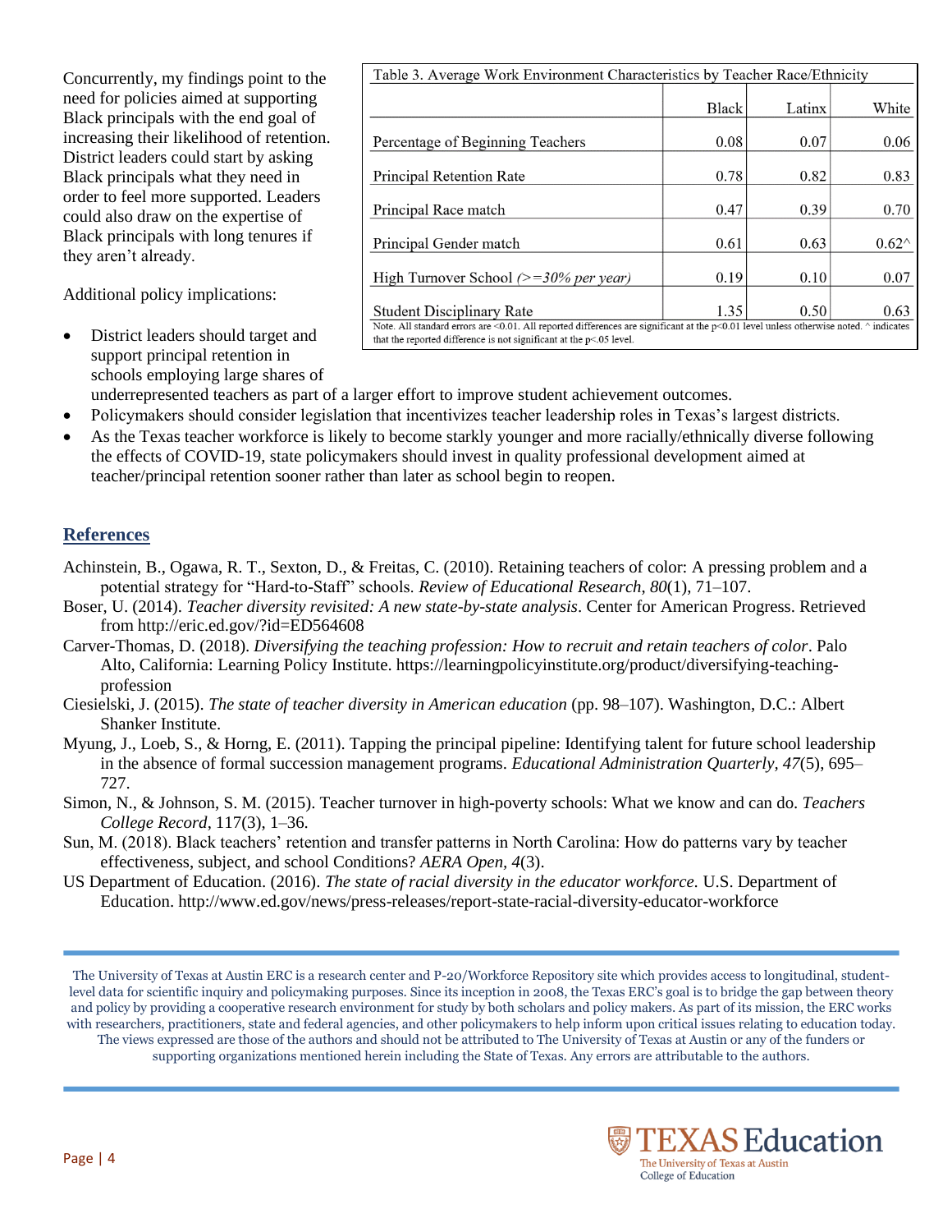Concurrently, my findings point to the need for policies aimed at supporting Black principals with the end goal of increasing their likelihood of retention. District leaders could start by asking Black principals what they need in order to feel more supported. Leaders could also draw on the expertise of Black principals with long tenures if they aren't already.

Table 3. Average Work Environment Characteristics by Teacher Race/Ethnicity

| | Black | Latinx | White |
|---|---|---|---|
| Percentage of Beginning Teachers | 0.08 | 0.07 | 0.06 |
| Principal Retention Rate | 0.78 | 0.82 | 0.83 |
| Principal Race match | 0.47 | 0.39 | 0.70 |
| Principal Gender match | 0.61 | 0.63 | 0.62^ |
| High Turnover School *(>=30% per year)* | 0.19 | 0.10 | 0.07 |
| Student Disciplinary Rate | 1.35 | 0.50 | 0.63 |

Note. All standard errors are <0.01. All reported differences are significant at the p<0.01 level unless otherwise noted. ^ indicates that the reported difference is not significant at the p<.05 level.

Additional policy implications:

- District leaders should target and support principal retention in schools employing large shares of underrepresented teachers as part of a larger effort to improve student achievement outcomes.
- Policymakers should consider legislation that incentivizes teacher leadership roles in Texas's largest districts.
- As the Texas teacher workforce is likely to become starkly younger and more racially/ethnically diverse following the effects of COVID-19, state policymakers should invest in quality professional development aimed at teacher/principal retention sooner rather than later as school begin to reopen.

## References

Achinstein, B., Ogawa, R. T., Sexton, D., & Freitas, C. (2010). Retaining teachers of color: A pressing problem and a potential strategy for "Hard-to-Staff" schools. *Review of Educational Research, 80*(1), 71–107.

Boser, U. (2014). *Teacher diversity revisited: A new state-by-state analysis*. Center for American Progress. Retrieved from http://eric.ed.gov/?id=ED564608

Carver-Thomas, D. (2018). *Diversifying the teaching profession: How to recruit and retain teachers of color*. Palo Alto, California: Learning Policy Institute. https://learningpolicyinstitute.org/product/diversifying-teaching-profession

Ciesielski, J. (2015). *The state of teacher diversity in American education* (pp. 98–107). Washington, D.C.: Albert Shanker Institute.

Myung, J., Loeb, S., & Horng, E. (2011). Tapping the principal pipeline: Identifying talent for future school leadership in the absence of formal succession management programs. *Educational Administration Quarterly, 47*(5), 695–727.

Simon, N., & Johnson, S. M. (2015). Teacher turnover in high-poverty schools: What we know and can do. *Teachers College Record*, 117(3), 1–36.

Sun, M. (2018). Black teachers' retention and transfer patterns in North Carolina: How do patterns vary by teacher effectiveness, subject, and school Conditions? *AERA Open, 4*(3).

US Department of Education. (2016). *The state of racial diversity in the educator workforce.* U.S. Department of Education. http://www.ed.gov/news/press-releases/report-state-racial-diversity-educator-workforce

---

The University of Texas at Austin ERC is a research center and P-20/Workforce Repository site which provides access to longitudinal, student-level data for scientific inquiry and policymaking purposes. Since its inception in 2008, the Texas ERC's goal is to bridge the gap between theory and policy by providing a cooperative research environment for study by both scholars and policy makers. As part of its mission, the ERC works with researchers, practitioners, state and federal agencies, and other policymakers to help inform upon critical issues relating to education today. The views expressed are those of the authors and should not be attributed to The University of Texas at Austin or any of the funders or supporting organizations mentioned herein including the State of Texas. Any errors are attributable to the authors.

TEXAS Education
The University of Texas at Austin
College of Education